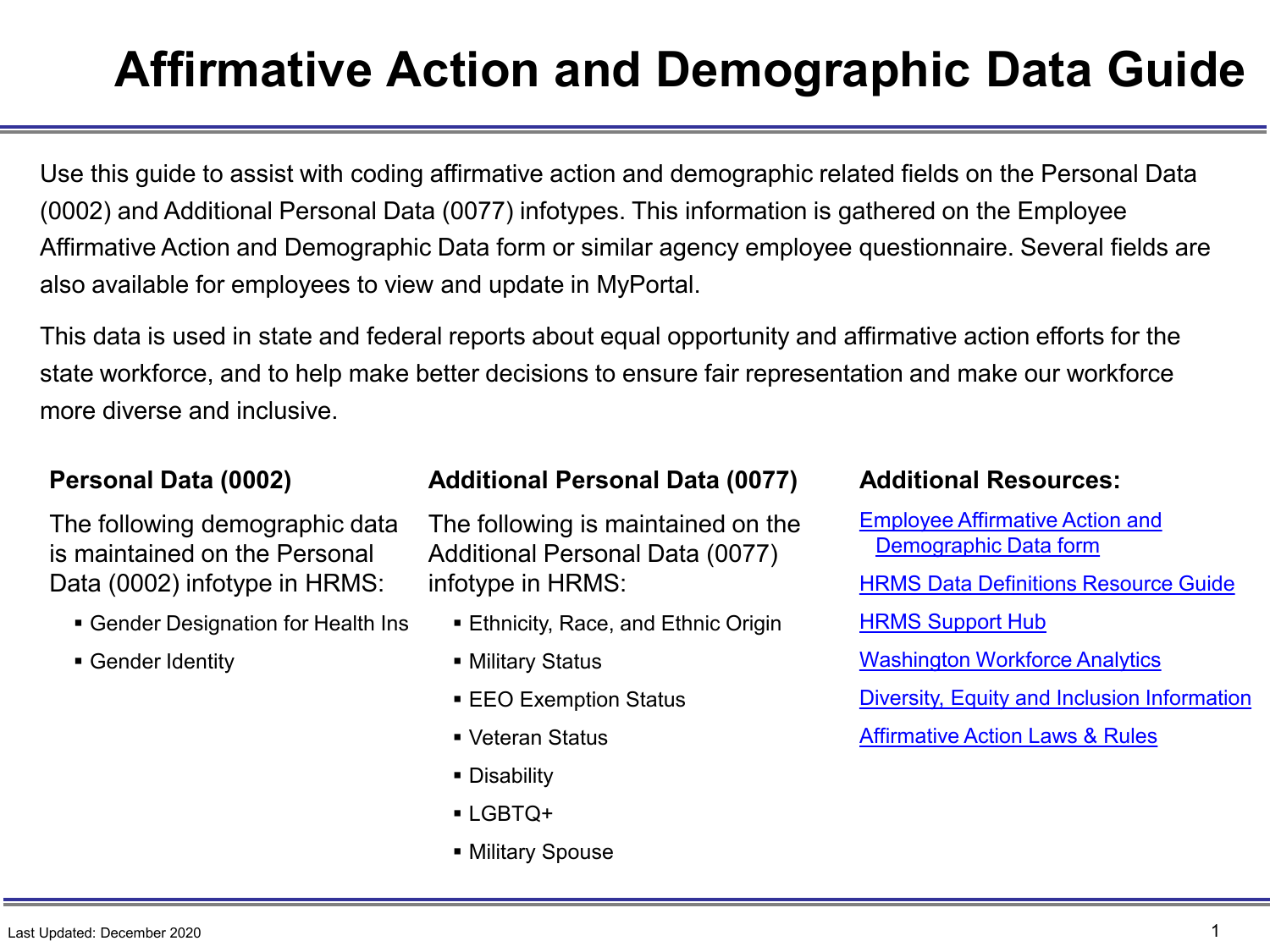# Affirmative Action and Demographic Data Guide

Use this guide to assist with coding affirmative action and demographic related fields on the Personal Data (0002) and Additional Personal Data (0077) infotypes. This information is gathered on the Employee Affirmative Action and Demographic Data form or similar agency employee questionnaire. Several fields are also available for employees to view and update in MyPortal.

This data is used in state and federal reports about equal opportunity and affirmative action efforts for the state workforce, and to help make better decisions to ensure fair representation and make our workforce more diverse and inclusive.

### Personal Data (0002)

The following demographic data is maintained on the Personal Data (0002) infotype in HRMS:

- Gender Designation for Health Ins
- Gender Identity

### Additional Personal Data (0077)

The following is maintained on the Additional Personal Data (0077) infotype in HRMS:

- Ethnicity, Race, and Ethnic Origin
- Military Status
- EEO Exemption Status
- Veteran Status
- Disability
- LGBTQ+
- Military Spouse

### Additional Resources:

- Employee Affirmative Action and Demographic Data form
- HRMS Data Definitions Resource Guide
- HRMS Support Hub
- Washington Workforce Analytics
- Diversity, Equity and Inclusion Information
- Affirmative Action Laws & Rules

Last Updated: December 2020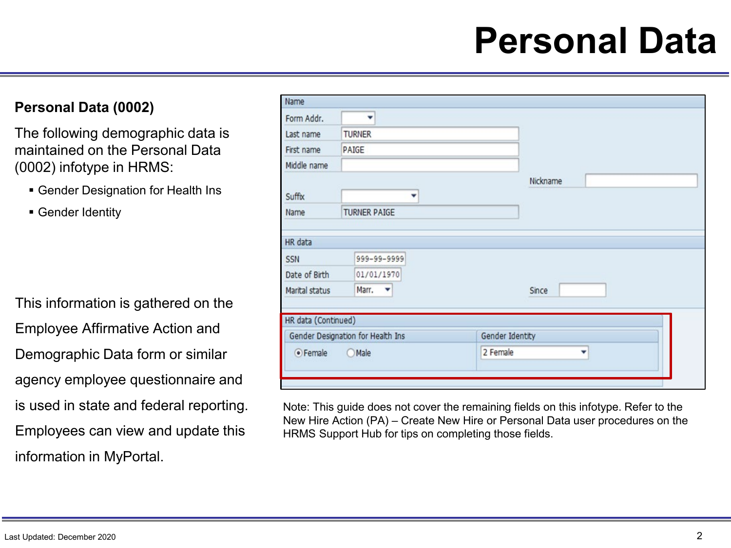# Personal Data

**Personal Data (0002)**

The following demographic data is maintained on the Personal Data (0002) infotype in HRMS:

- Gender Designation for Health Ins
- Gender Identity

This information is gathered on the Employee Affirmative Action and Demographic Data form or similar agency employee questionnaire and is used in state and federal reporting. Employees can view and update this information in MyPortal.

Name

Form Addr.

Last name TURNER

First name PAIGE

Middle name

Nickname

Suffix

Name TURNER PAIGE

HR data

SSN 999-99-9999

Date of Birth 01/01/1970

Marital status Marr.

Since

HR data (Continued)

Gender Designation for Health Ins: (•) Female ( ) Male

Gender Identity: 2 Female

Note: This guide does not cover the remaining fields on this infotype. Refer to the New Hire Action (PA) – Create New Hire or Personal Data user procedures on the HRMS Support Hub for tips on completing those fields.

Last Updated: December 2020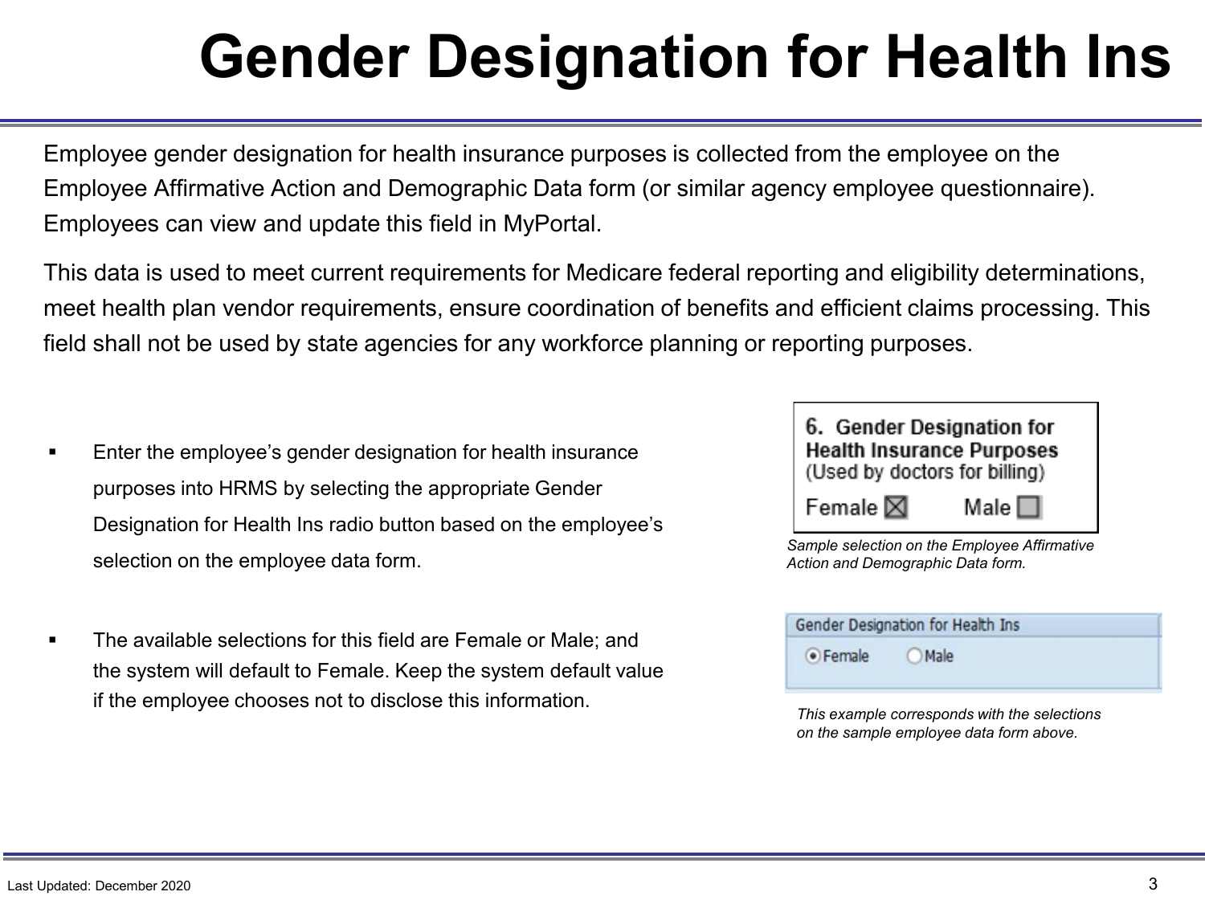# Gender Designation for Health Ins

Employee gender designation for health insurance purposes is collected from the employee on the Employee Affirmative Action and Demographic Data form (or similar agency employee questionnaire). Employees can view and update this field in MyPortal.

This data is used to meet current requirements for Medicare federal reporting and eligibility determinations, meet health plan vendor requirements, ensure coordination of benefits and efficient claims processing. This field shall not be used by state agencies for any workforce planning or reporting purposes.

- Enter the employee's gender designation for health insurance purposes into HRMS by selecting the appropriate Gender Designation for Health Ins radio button based on the employee's selection on the employee data form.

- The available selections for this field are Female or Male; and the system will default to Female. Keep the system default value if the employee chooses not to disclose this information.

**6. Gender Designation for Health Insurance Purposes**
(Used by doctors for billing)

Female ☒ Male ☐

*Sample selection on the Employee Affirmative Action and Demographic Data form.*

Gender Designation for Health Ins

◉ Female ◯ Male

*This example corresponds with the selections on the sample employee data form above.*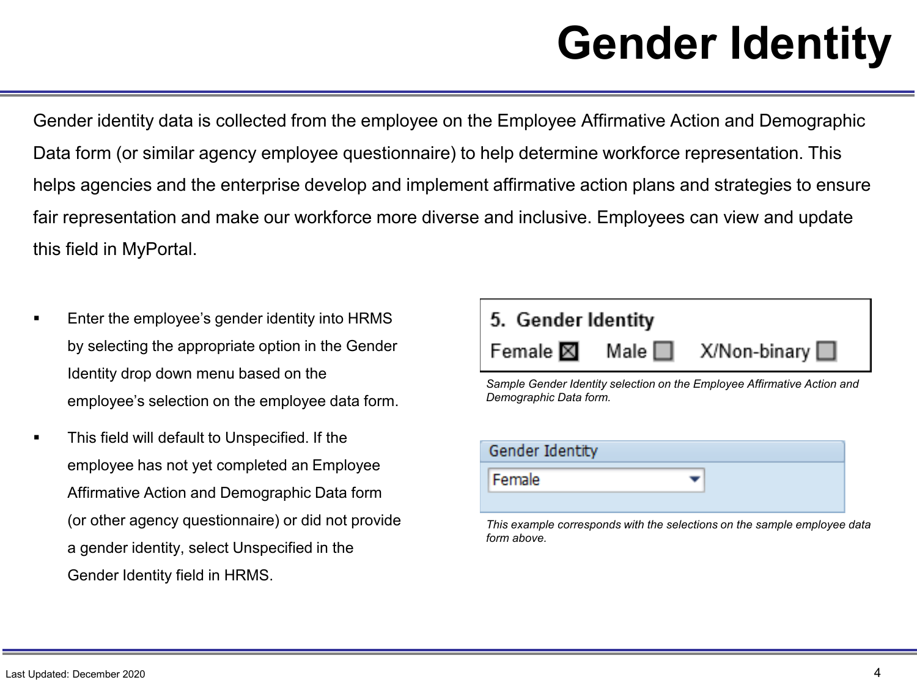# Gender Identity

Gender identity data is collected from the employee on the Employee Affirmative Action and Demographic Data form (or similar agency employee questionnaire) to help determine workforce representation. This helps agencies and the enterprise develop and implement affirmative action plans and strategies to ensure fair representation and make our workforce more diverse and inclusive. Employees can view and update this field in MyPortal.

- Enter the employee's gender identity into HRMS by selecting the appropriate option in the Gender Identity drop down menu based on the employee's selection on the employee data form.
- This field will default to Unspecified. If the employee has not yet completed an Employee Affirmative Action and Demographic Data form (or other agency questionnaire) or did not provide a gender identity, select Unspecified in the Gender Identity field in HRMS.

**5. Gender Identity**

Female ☒ Male ☐ X/Non-binary ☐

*Sample Gender Identity selection on the Employee Affirmative Action and Demographic Data form.*

**Gender Identity**

Female ▾

*This example corresponds with the selections on the sample employee data form above.*

Last Updated: December 2020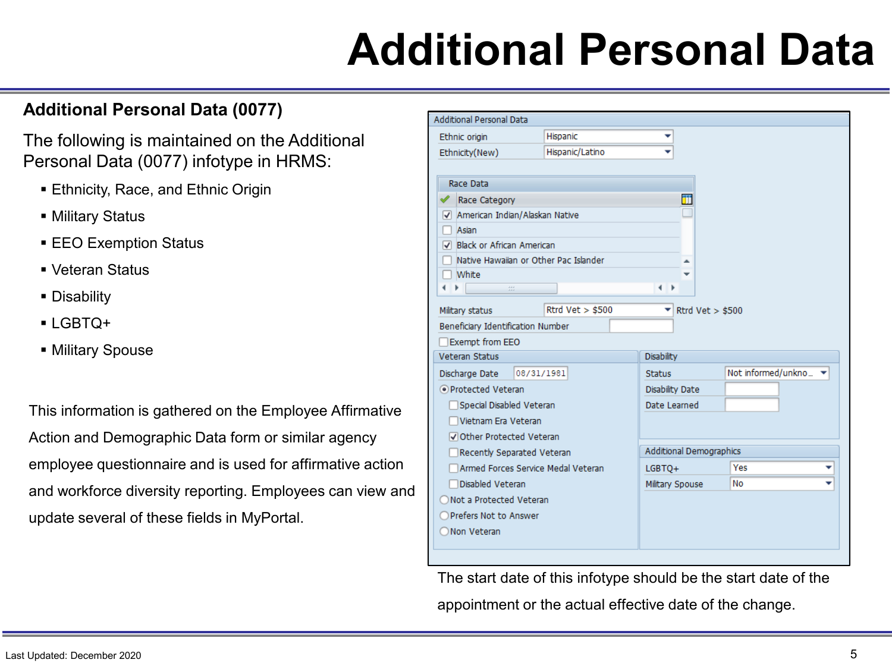# Additional Personal Data

## Additional Personal Data (0077)

The following is maintained on the Additional Personal Data (0077) infotype in HRMS:

- Ethnicity, Race, and Ethnic Origin
- Military Status
- EEO Exemption Status
- Veteran Status
- Disability
- LGBTQ+
- Military Spouse

This information is gathered on the Employee Affirmative Action and Demographic Data form or similar agency employee questionnaire and is used for affirmative action and workforce diversity reporting. Employees can view and update several of these fields in MyPortal.

The start date of this infotype should be the start date of the appointment or the actual effective date of the change.

Last Updated: December 2020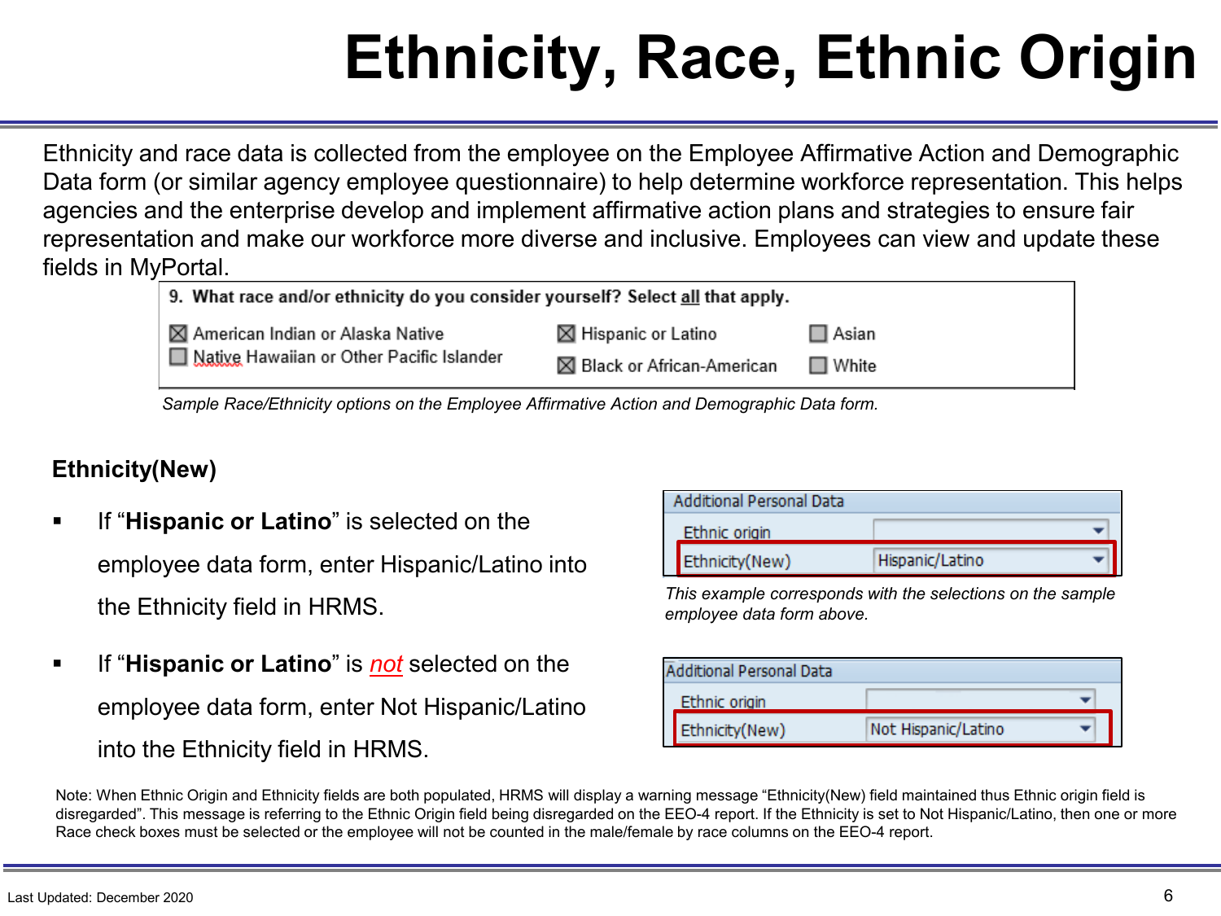# Ethnicity, Race, Ethnic Origin

Ethnicity and race data is collected from the employee on the Employee Affirmative Action and Demographic Data form (or similar agency employee questionnaire) to help determine workforce representation. This helps agencies and the enterprise develop and implement affirmative action plans and strategies to ensure fair representation and make our workforce more diverse and inclusive. Employees can view and update these fields in MyPortal.

**9. What race and/or ethnicity do you consider yourself? Select all that apply.**

- [x] American Indian or Alaska Native
- [ ] Native Hawaiian or Other Pacific Islander
- [x] Hispanic or Latino
- [x] Black or African-American
- [ ] Asian
- [ ] White

*Sample Race/Ethnicity options on the Employee Affirmative Action and Demographic Data form.*

## Ethnicity(New)

- If "**Hispanic or Latino**" is selected on the employee data form, enter Hispanic/Latino into the Ethnicity field in HRMS.

| Additional Personal Data | |
|---|---|
| Ethnic origin | |
| Ethnicity(New) | Hispanic/Latino |

*This example corresponds with the selections on the sample employee data form above.*

- If "**Hispanic or Latino**" is *not* selected on the employee data form, enter Not Hispanic/Latino into the Ethnicity field in HRMS.

| Additional Personal Data | |
|---|---|
| Ethnic origin | |
| Ethnicity(New) | Not Hispanic/Latino |

Note: When Ethnic Origin and Ethnicity fields are both populated, HRMS will display a warning message "Ethnicity(New) field maintained thus Ethnic origin field is disregarded". This message is referring to the Ethnic Origin field being disregarded on the EEO-4 report. If the Ethnicity is set to Not Hispanic/Latino, then one or more Race check boxes must be selected or the employee will not be counted in the male/female by race columns on the EEO-4 report.

Last Updated: December 2020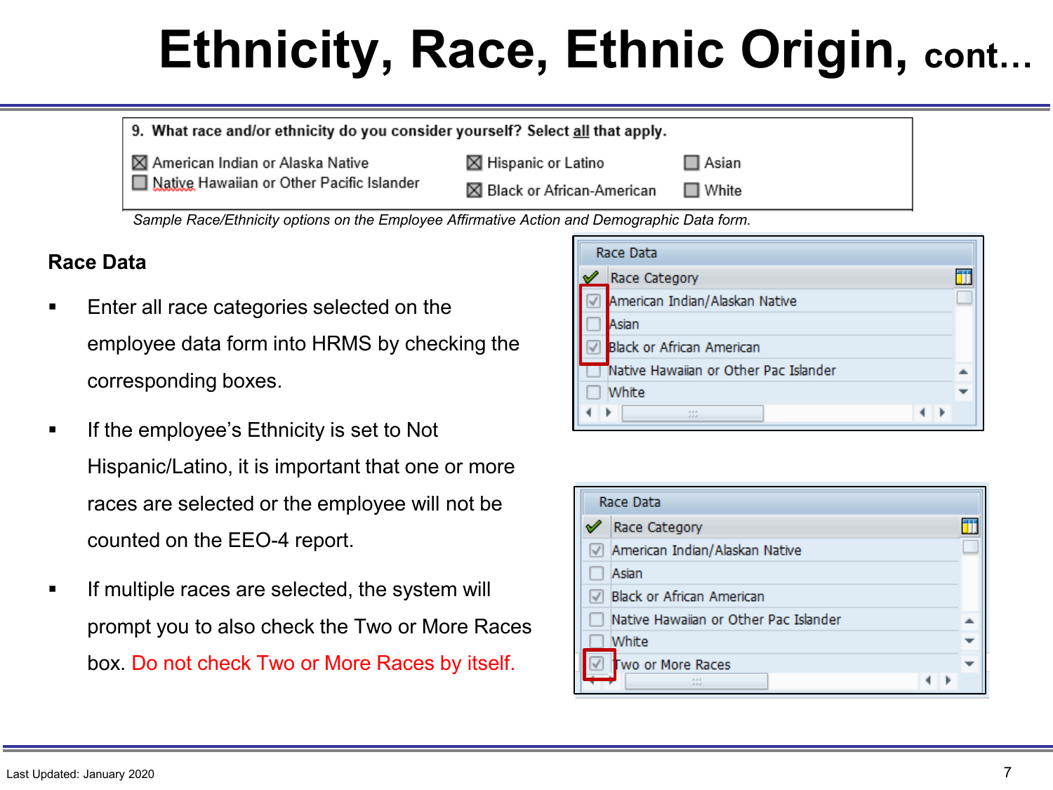# Ethnicity, Race, Ethnic Origin, cont…

9. What race and/or ethnicity do you consider yourself? Select all that apply.

- ☒ American Indian or Alaska Native
- ☐ Native Hawaiian or Other Pacific Islander
- ☒ Hispanic or Latino
- ☒ Black or African-American
- ☐ Asian
- ☐ White

*Sample Race/Ethnicity options on the Employee Affirmative Action and Demographic Data form.*

**Race Data**

- Enter all race categories selected on the employee data form into HRMS by checking the corresponding boxes.
- If the employee's Ethnicity is set to Not Hispanic/Latino, it is important that one or more races are selected or the employee will not be counted on the EEO-4 report.
- If multiple races are selected, the system will prompt you to also check the Two or More Races box. Do not check Two or More Races by itself.

Race Data

| | Race Category |
|---|---|
| ☑ | American Indian/Alaskan Native |
| ☐ | Asian |
| ☑ | Black or African American |
| ☐ | Native Hawaiian or Other Pac Islander |
| ☐ | White |

Race Data

| | Race Category |
|---|---|
| ☑ | American Indian/Alaskan Native |
| ☐ | Asian |
| ☑ | Black or African American |
| ☐ | Native Hawaiian or Other Pac Islander |
| ☐ | White |
| ☑ | Two or More Races |

Last Updated: January 2020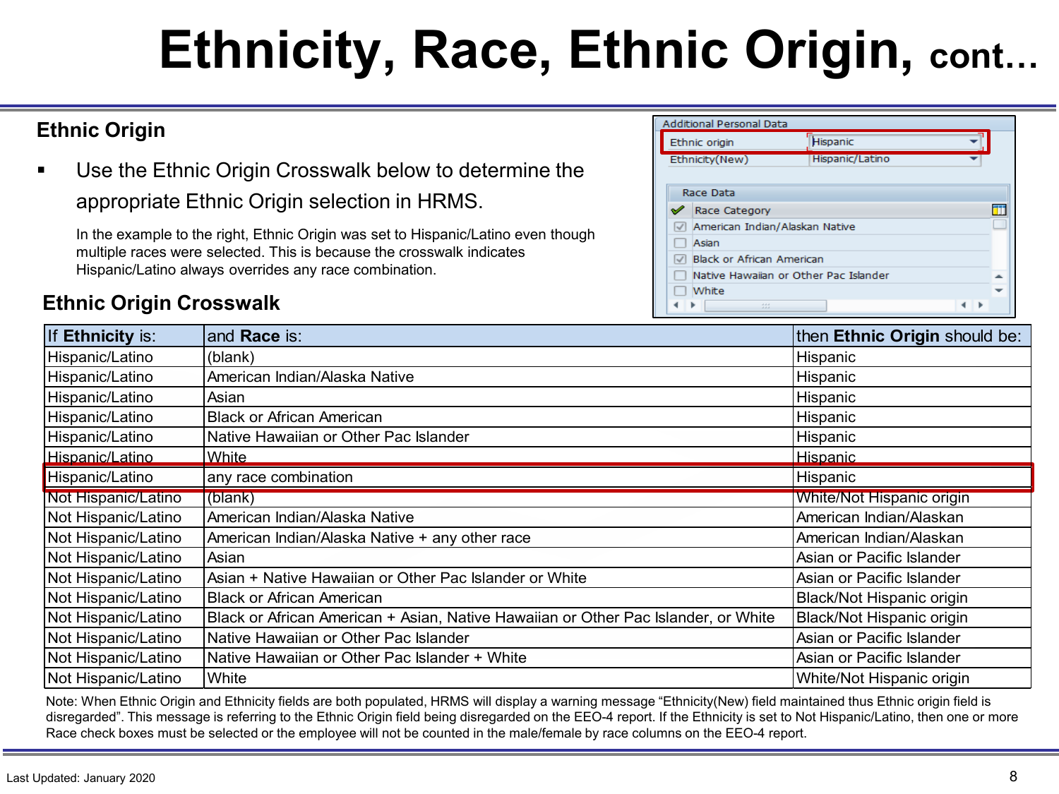# Ethnicity, Race, Ethnic Origin, cont…

## Ethnic Origin

- Use the Ethnic Origin Crosswalk below to determine the appropriate Ethnic Origin selection in HRMS.

In the example to the right, Ethnic Origin was set to Hispanic/Latino even though multiple races were selected. This is because the crosswalk indicates Hispanic/Latino always overrides any race combination.

Additional Personal Data

Ethnic origin: Hispanic
Ethnicity(New): Hispanic/Latino

Race Data

Race Category
- [x] American Indian/Alaskan Native
- [ ] Asian
- [x] Black or African American
- [ ] Native Hawaiian or Other Pac Islander
- [ ] White

## Ethnic Origin Crosswalk

| If **Ethnicity** is: | and **Race** is: | then **Ethnic Origin** should be: |
|---|---|---|
| Hispanic/Latino | (blank) | Hispanic |
| Hispanic/Latino | American Indian/Alaska Native | Hispanic |
| Hispanic/Latino | Asian | Hispanic |
| Hispanic/Latino | Black or African American | Hispanic |
| Hispanic/Latino | Native Hawaiian or Other Pac Islander | Hispanic |
| Hispanic/Latino | White | Hispanic |
| Hispanic/Latino | any race combination | Hispanic |
| Not Hispanic/Latino | (blank) | White/Not Hispanic origin |
| Not Hispanic/Latino | American Indian/Alaska Native | American Indian/Alaskan |
| Not Hispanic/Latino | American Indian/Alaska Native + any other race | American Indian/Alaskan |
| Not Hispanic/Latino | Asian | Asian or Pacific Islander |
| Not Hispanic/Latino | Asian + Native Hawaiian or Other Pac Islander or White | Asian or Pacific Islander |
| Not Hispanic/Latino | Black or African American | Black/Not Hispanic origin |
| Not Hispanic/Latino | Black or African American + Asian, Native Hawaiian or Other Pac Islander, or White | Black/Not Hispanic origin |
| Not Hispanic/Latino | Native Hawaiian or Other Pac Islander | Asian or Pacific Islander |
| Not Hispanic/Latino | Native Hawaiian or Other Pac Islander + White | Asian or Pacific Islander |
| Not Hispanic/Latino | White | White/Not Hispanic origin |

Note: When Ethnic Origin and Ethnicity fields are both populated, HRMS will display a warning message “Ethnicity(New) field maintained thus Ethnic origin field is disregarded”. This message is referring to the Ethnic Origin field being disregarded on the EEO-4 report. If the Ethnicity is set to Not Hispanic/Latino, then one or more Race check boxes must be selected or the employee will not be counted in the male/female by race columns on the EEO-4 report.

Last Updated: January 2020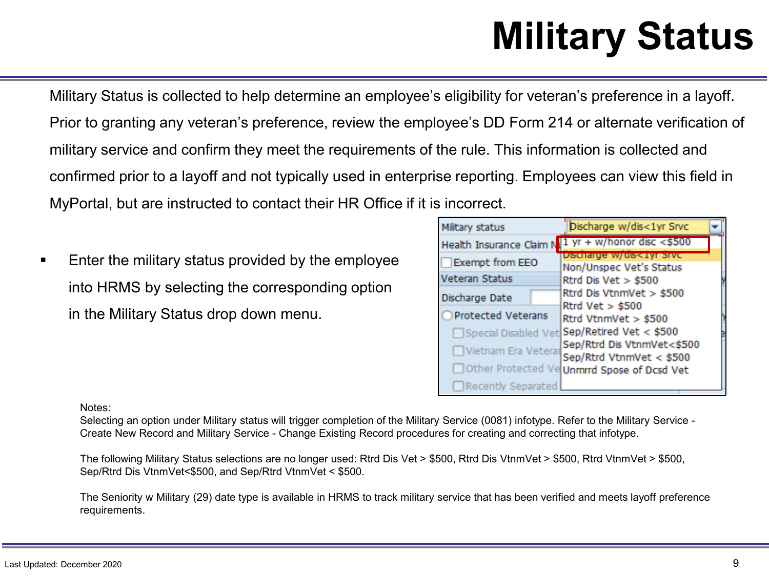# Military Status

Military Status is collected to help determine an employee's eligibility for veteran's preference in a layoff. Prior to granting any veteran's preference, review the employee's DD Form 214 or alternate verification of military service and confirm they meet the requirements of the rule. This information is collected and confirmed prior to a layoff and not typically used in enterprise reporting. Employees can view this field in MyPortal, but are instructed to contact their HR Office if it is incorrect.

- Enter the military status provided by the employee into HRMS by selecting the corresponding option in the Military Status drop down menu.

Notes:
Selecting an option under Military status will trigger completion of the Military Service (0081) infotype. Refer to the Military Service - Create New Record and Military Service - Change Existing Record procedures for creating and correcting that infotype.

The following Military Status selections are no longer used: Rtrd Dis Vet > $500, Rtrd Dis VtnmVet > $500, Rtrd VtnmVet > $500, Sep/Rtrd Dis VtnmVet<$500, and Sep/Rtrd VtnmVet < $500.

The Seniority w Military (29) date type is available in HRMS to track military service that has been verified and meets layoff preference requirements.

Last Updated: December 2020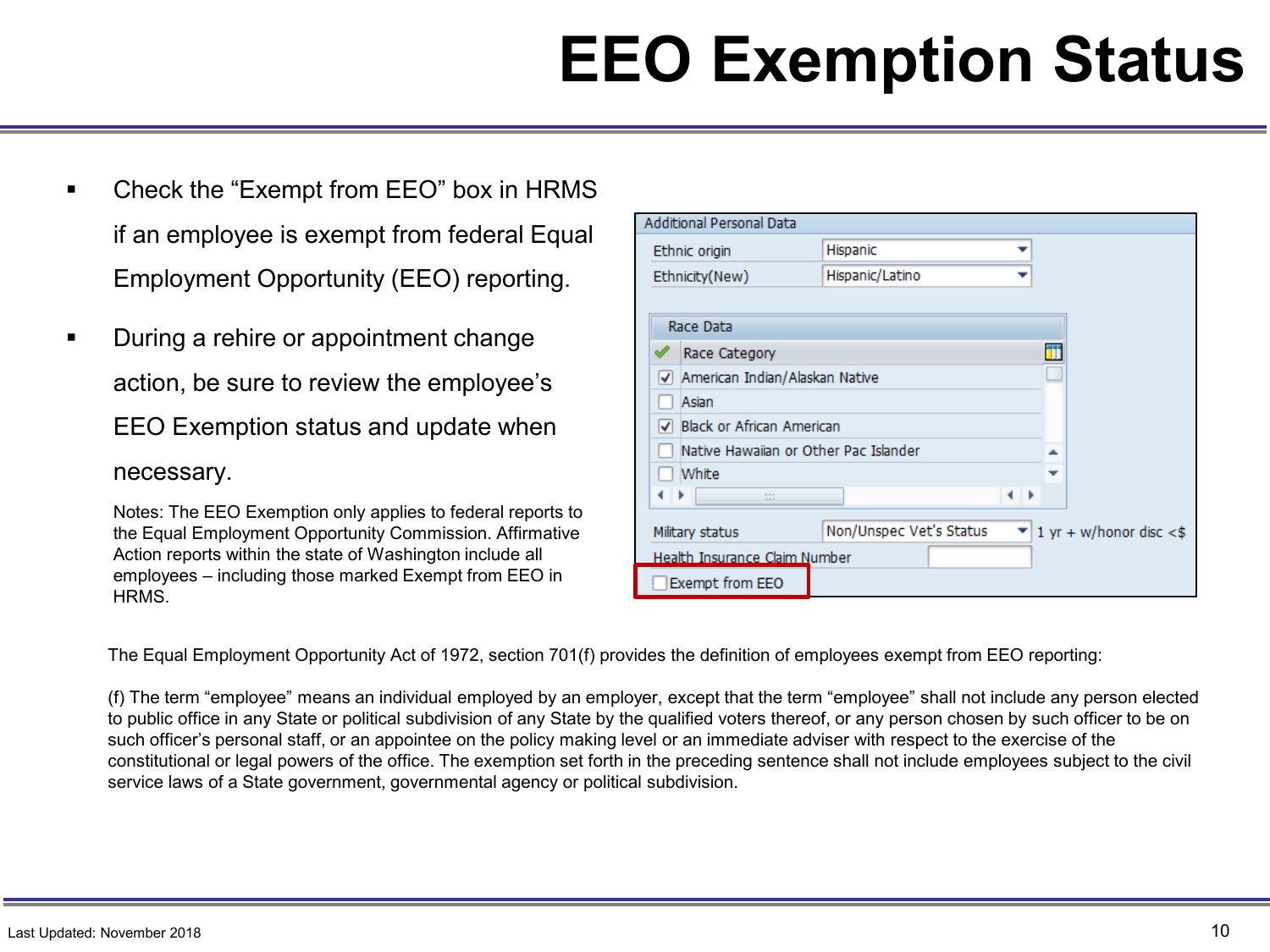# EEO Exemption Status

- Check the "Exempt from EEO" box in HRMS if an employee is exempt from federal Equal Employment Opportunity (EEO) reporting.
- During a rehire or appointment change action, be sure to review the employee's EEO Exemption status and update when necessary.

Notes: The EEO Exemption only applies to federal reports to the Equal Employment Opportunity Commission. Affirmative Action reports within the state of Washington include all employees – including those marked Exempt from EEO in HRMS.

Additional Personal Data

| Field | Value |
| --- | --- |
| Ethnic origin | Hispanic |
| Ethnicity(New) | Hispanic/Latino |

Race Data

| | Race Category |
| --- | --- |
| ☑ | American Indian/Alaskan Native |
| ☐ | Asian |
| ☑ | Black or African American |
| ☐ | Native Hawaiian or Other Pac Islander |
| ☐ | White |

Military status: Non/Unspec Vet's Status — 1 yr + w/honor disc <$

Health Insurance Claim Number

☐ Exempt from EEO

The Equal Employment Opportunity Act of 1972, section 701(f) provides the definition of employees exempt from EEO reporting:

(f) The term "employee" means an individual employed by an employer, except that the term "employee" shall not include any person elected to public office in any State or political subdivision of any State by the qualified voters thereof, or any person chosen by such officer to be on such officer's personal staff, or an appointee on the policy making level or an immediate adviser with respect to the exercise of the constitutional or legal powers of the office. The exemption set forth in the preceding sentence shall not include employees subject to the civil service laws of a State government, governmental agency or political subdivision.

Last Updated: November 2018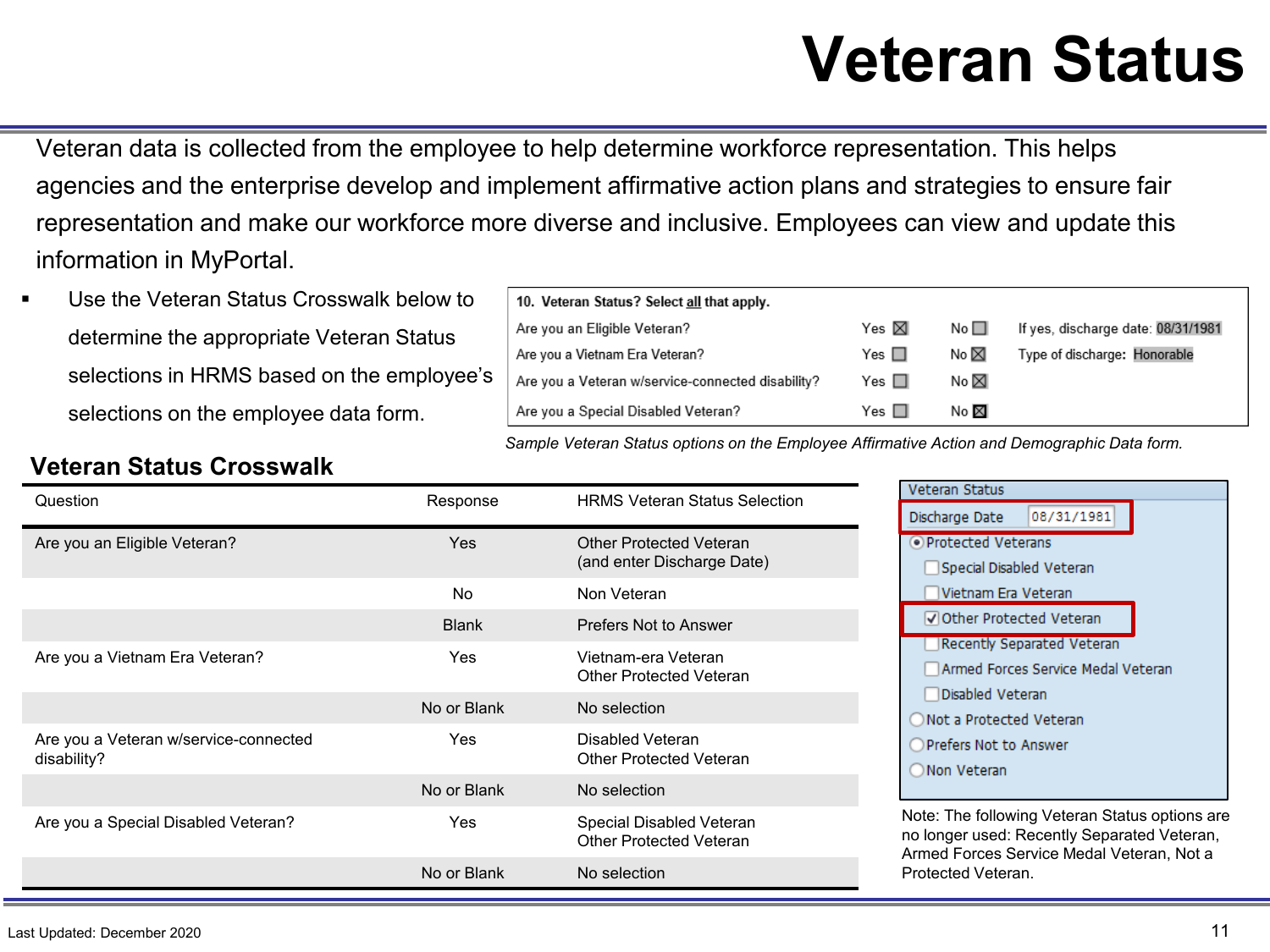# Veteran Status

Veteran data is collected from the employee to help determine workforce representation. This helps agencies and the enterprise develop and implement affirmative action plans and strategies to ensure fair representation and make our workforce more diverse and inclusive. Employees can view and update this information in MyPortal.

- Use the Veteran Status Crosswalk below to determine the appropriate Veteran Status selections in HRMS based on the employee's selections on the employee data form.

**10. Veteran Status? Select all that apply.**

| | Yes | No | |
|---|---|---|---|
| Are you an Eligible Veteran? | ☒ | ☐ | If yes, discharge date: 08/31/1981 |
| Are you a Vietnam Era Veteran? | ☐ | ☒ | Type of discharge: Honorable |
| Are you a Veteran w/service-connected disability? | ☐ | ☒ | |
| Are you a Special Disabled Veteran? | ☐ | ☒ | |

*Sample Veteran Status options on the Employee Affirmative Action and Demographic Data form.*

## Veteran Status Crosswalk

| Question | Response | HRMS Veteran Status Selection |
|---|---|---|
| Are you an Eligible Veteran? | Yes | Other Protected Veteran (and enter Discharge Date) |
| | No | Non Veteran |
| | Blank | Prefers Not to Answer |
| Are you a Vietnam Era Veteran? | Yes | Vietnam-era Veteran<br>Other Protected Veteran |
| | No or Blank | No selection |
| Are you a Veteran w/service-connected disability? | Yes | Disabled Veteran<br>Other Protected Veteran |
| | No or Blank | No selection |
| Are you a Special Disabled Veteran? | Yes | Special Disabled Veteran<br>Other Protected Veteran |
| | No or Blank | No selection |

Veteran Status

Discharge Date 08/31/1981

- (●) Protected Veterans
  - ☐ Special Disabled Veteran
  - ☐ Vietnam Era Veteran
  - ☑ Other Protected Veteran
  - ☐ Recently Separated Veteran
  - ☐ Armed Forces Service Medal Veteran
  - ☐ Disabled Veteran
- ( ) Not a Protected Veteran
- ( ) Prefers Not to Answer
- ( ) Non Veteran

Note: The following Veteran Status options are no longer used: Recently Separated Veteran, Armed Forces Service Medal Veteran, Not a Protected Veteran.

Last Updated: December 2020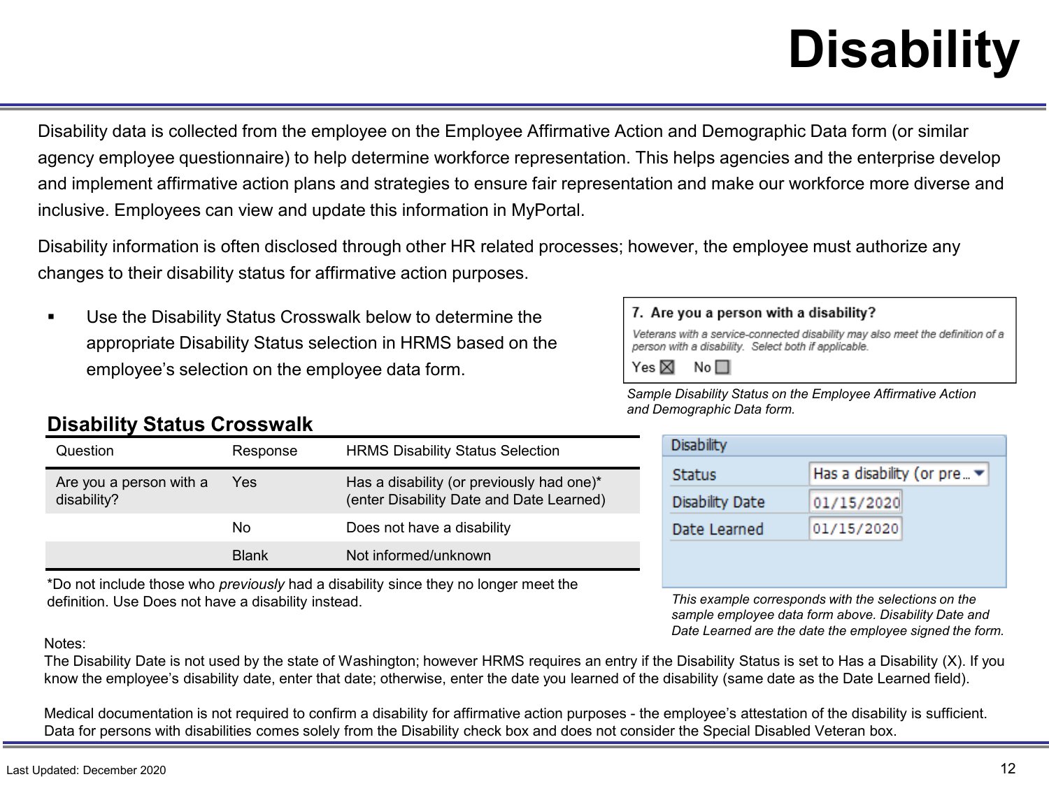# Disability

Disability data is collected from the employee on the Employee Affirmative Action and Demographic Data form (or similar agency employee questionnaire) to help determine workforce representation. This helps agencies and the enterprise develop and implement affirmative action plans and strategies to ensure fair representation and make our workforce more diverse and inclusive. Employees can view and update this information in MyPortal.

Disability information is often disclosed through other HR related processes; however, the employee must authorize any changes to their disability status for affirmative action purposes.

- Use the Disability Status Crosswalk below to determine the appropriate Disability Status selection in HRMS based on the employee's selection on the employee data form.

7. Are you a person with a disability?
*Veterans with a service-connected disability may also meet the definition of a person with a disability. Select both if applicable.*
Yes ☒ No ☐

*Sample Disability Status on the Employee Affirmative Action and Demographic Data form.*

## Disability Status Crosswalk

| Question | Response | HRMS Disability Status Selection |
|---|---|---|
| Are you a person with a disability? | Yes | Has a disability (or previously had one)* (enter Disability Date and Date Learned) |
| | No | Does not have a disability |
| | Blank | Not informed/unknown |

*Do not include those who *previously* had a disability since they no longer meet the definition. Use Does not have a disability instead.

| Disability | |
|---|---|
| Status | Has a disability (or pre... |
| Disability Date | 01/15/2020 |
| Date Learned | 01/15/2020 |

*This example corresponds with the selections on the sample employee data form above. Disability Date and Date Learned are the date the employee signed the form.*

Notes:
The Disability Date is not used by the state of Washington; however HRMS requires an entry if the Disability Status is set to Has a Disability (X). If you know the employee's disability date, enter that date; otherwise, enter the date you learned of the disability (same date as the Date Learned field).

Medical documentation is not required to confirm a disability for affirmative action purposes - the employee's attestation of the disability is sufficient. Data for persons with disabilities comes solely from the Disability check box and does not consider the Special Disabled Veteran box.

Last Updated: December 2020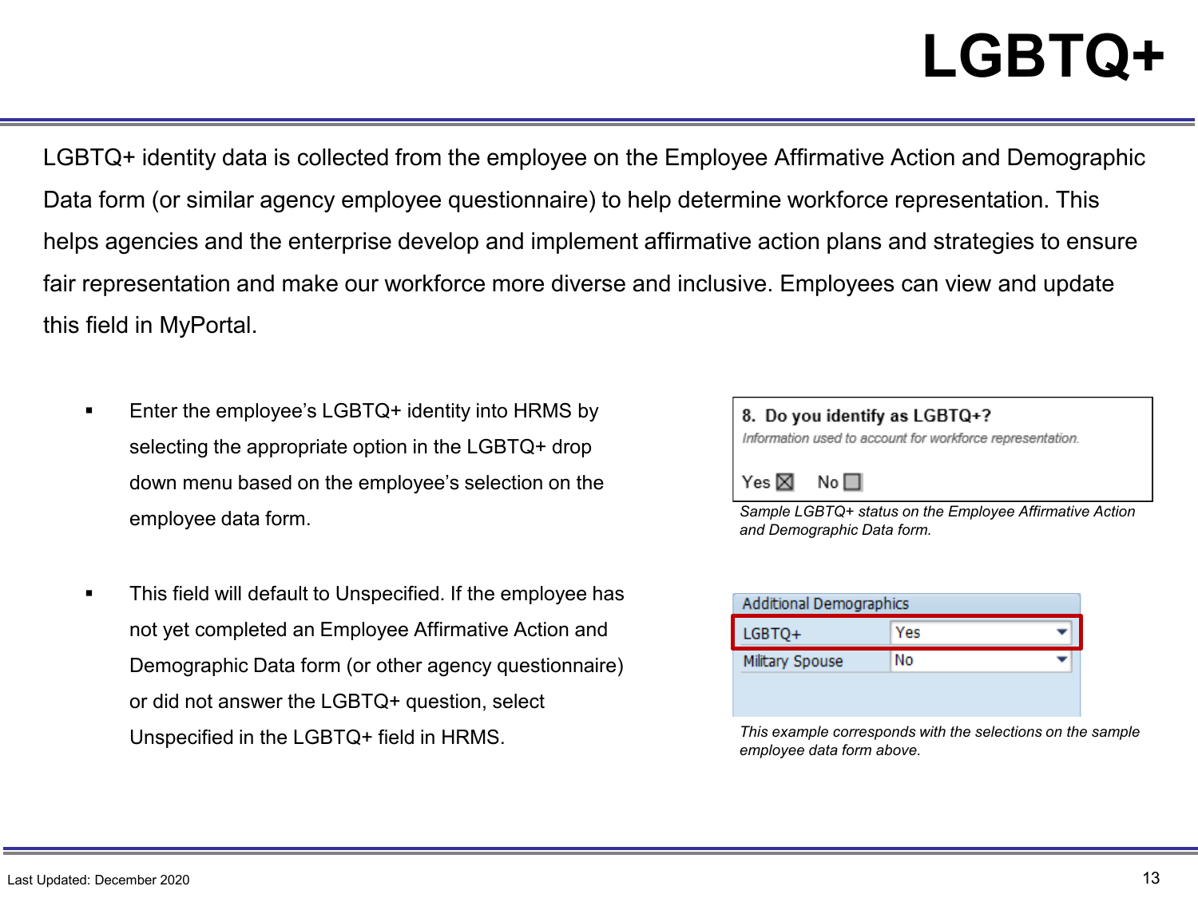# LGBTQ+

LGBTQ+ identity data is collected from the employee on the Employee Affirmative Action and Demographic Data form (or similar agency employee questionnaire) to help determine workforce representation. This helps agencies and the enterprise develop and implement affirmative action plans and strategies to ensure fair representation and make our workforce more diverse and inclusive. Employees can view and update this field in MyPortal.

- Enter the employee's LGBTQ+ identity into HRMS by selecting the appropriate option in the LGBTQ+ drop down menu based on the employee's selection on the employee data form.

- This field will default to Unspecified. If the employee has not yet completed an Employee Affirmative Action and Demographic Data form (or other agency questionnaire) or did not answer the LGBTQ+ question, select Unspecified in the LGBTQ+ field in HRMS.

**8. Do you identify as LGBTQ+?**
*Information used to account for workforce representation.*

Yes ☒ No ☐

*Sample LGBTQ+ status on the Employee Affirmative Action and Demographic Data form.*

| Additional Demographics | |
|---|---|
| LGBTQ+ | Yes |
| Military Spouse | No |

*This example corresponds with the selections on the sample employee data form above.*

Last Updated: December 2020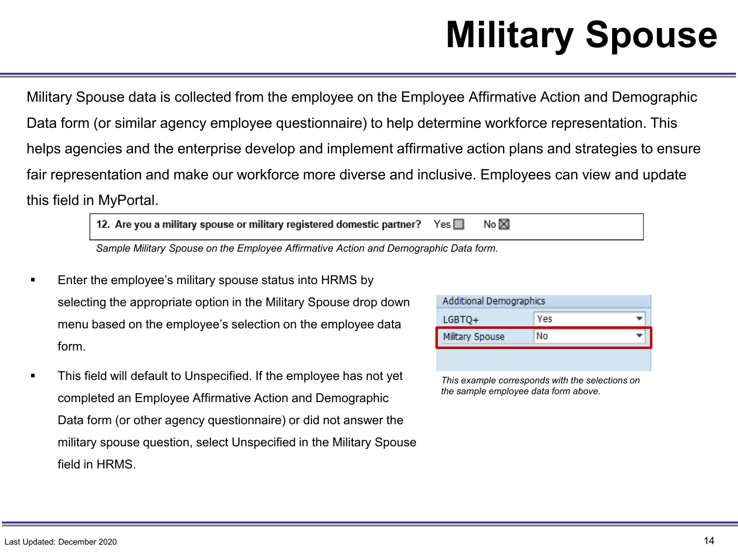# Military Spouse

Military Spouse data is collected from the employee on the Employee Affirmative Action and Demographic Data form (or similar agency employee questionnaire) to help determine workforce representation. This helps agencies and the enterprise develop and implement affirmative action plans and strategies to ensure fair representation and make our workforce more diverse and inclusive. Employees can view and update this field in MyPortal.

12. Are you a military spouse or military registered domestic partner? Yes ☐ No ☒

*Sample Military Spouse on the Employee Affirmative Action and Demographic Data form.*

- Enter the employee's military spouse status into HRMS by selecting the appropriate option in the Military Spouse drop down menu based on the employee's selection on the employee data form.
- This field will default to Unspecified. If the employee has not yet completed an Employee Affirmative Action and Demographic Data form (or other agency questionnaire) or did not answer the military spouse question, select Unspecified in the Military Spouse field in HRMS.

Additional Demographics

| | |
|---|---|
| LGBTQ+ | Yes |
| Military Spouse | No |

*This example corresponds with the selections on the sample employee data form above.*

Last Updated: December 2020